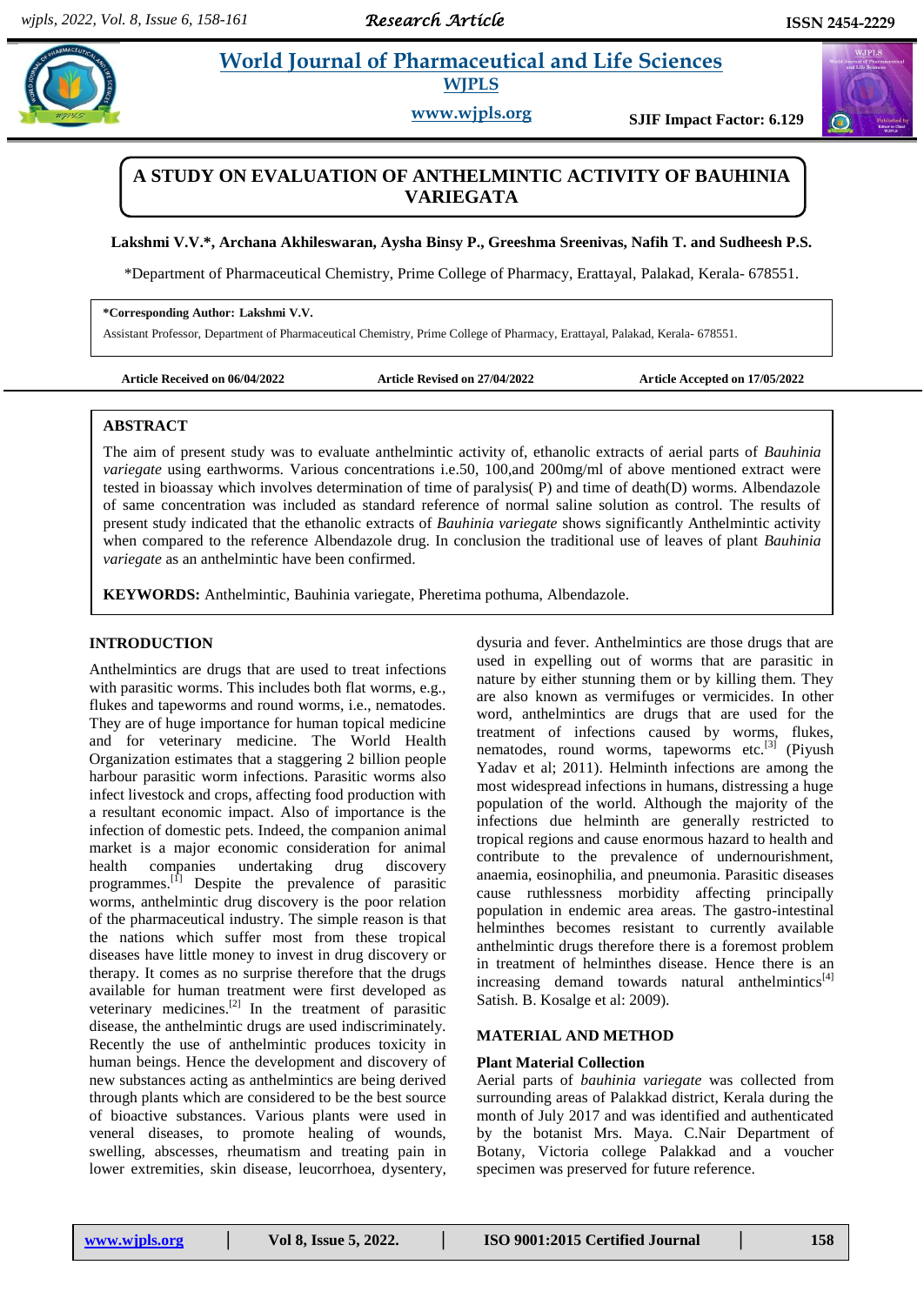# A STUDY ON EVALUATION OF ANTHELMINTIC ACTIVITY OF BAUHINIA VARIEGATA

**Lakshmi V.V.\*, Archana Akhileswaran, Aysha Binsy P., Greeshma Sreenivas, Nafih T. and Sudheesh P.S.**

\*Department of Pharmaceutical Chemistry, Prime College of Pharmacy, Erattayal, Palakad, Kerala- 678551.

**\*Corresponding Author: Lakshmi V.V.**

Assistant Professor, Department of Pharmaceutical Chemistry, Prime College of Pharmacy, Erattayal, Palakad, Kerala- 678551.

**Article Received on 06/04/2022** **Article Revised on 27/04/2022** **Article Accepted on 17/05/2022**

## ABSTRACT

The aim of present study was to evaluate anthelmintic activity of, ethanolic extracts of aerial parts of *Bauhinia variegate* using earthworms. Various concentrations i.e.50, 100,and 200mg/ml of above mentioned extract were tested in bioassay which involves determination of time of paralysis( P) and time of death(D) worms. Albendazole of same concentration was included as standard reference of normal saline solution as control. The results of present study indicated that the ethanolic extracts of *Bauhinia variegate* shows significantly Anthelmintic activity when compared to the reference Albendazole drug. In conclusion the traditional use of leaves of plant *Bauhinia variegate* as an anthelmintic have been confirmed.

**KEYWORDS:** Anthelmintic, Bauhinia variegate, Pheretima pothuma, Albendazole.

## INTRODUCTION

Anthelmintics are drugs that are used to treat infections with parasitic worms. This includes both flat worms, e.g., flukes and tapeworms and round worms, i.e., nematodes. They are of huge importance for human topical medicine and for veterinary medicine. The World Health Organization estimates that a staggering 2 billion people harbour parasitic worm infections. Parasitic worms also infect livestock and crops, affecting food production with a resultant economic impact. Also of importance is the infection of domestic pets. Indeed, the companion animal market is a major economic consideration for animal health companies undertaking drug discovery programmes.[1] Despite the prevalence of parasitic worms, anthelmintic drug discovery is the poor relation of the pharmaceutical industry. The simple reason is that the nations which suffer most from these tropical diseases have little money to invest in drug discovery or therapy. It comes as no surprise therefore that the drugs available for human treatment were first developed as veterinary medicines.[2] In the treatment of parasitic disease, the anthelmintic drugs are used indiscriminately. Recently the use of anthelmintic produces toxicity in human beings. Hence the development and discovery of new substances acting as anthelmintics are being derived through plants which are considered to be the best source of bioactive substances. Various plants were used in veneral diseases, to promote healing of wounds, swelling, abscesses, rheumatism and treating pain in lower extremities, skin disease, leucorrhoea, dysentery, dysuria and fever. Anthelmintics are those drugs that are used in expelling out of worms that are parasitic in nature by either stunning them or by killing them. They are also known as vermifuges or vermicides. In other word, anthelmintics are drugs that are used for the treatment of infections caused by worms, flukes, nematodes, round worms, tapeworms etc.[3] (Piyush Yadav et al; 2011). Helminth infections are among the most widespread infections in humans, distressing a huge population of the world. Although the majority of the infections due helminth are generally restricted to tropical regions and cause enormous hazard to health and contribute to the prevalence of undernourishment, anaemia, eosinophilia, and pneumonia. Parasitic diseases cause ruthlessness morbidity affecting principally population in endemic area areas. The gastro-intestinal helminthes becomes resistant to currently available anthelmintic drugs therefore there is a foremost problem in treatment of helminthes disease. Hence there is an increasing demand towards natural anthelmintics[4] Satish. B. Kosalge et al: 2009).

## MATERIAL AND METHOD

### Plant Material Collection

Aerial parts of *bauhinia variegate* was collected from surrounding areas of Palakkad district, Kerala during the month of July 2017 and was identified and authenticated by the botanist Mrs. Maya. C.Nair Department of Botany, Victoria college Palakkad and a voucher specimen was preserved for future reference.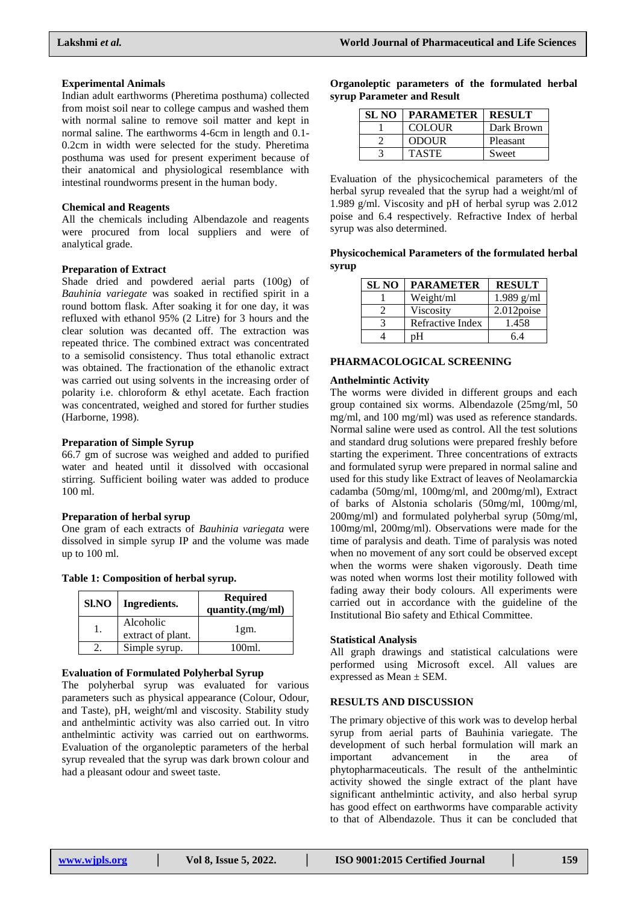### Experimental Animals

Indian adult earthworms (Pheretima posthuma) collected from moist soil near to college campus and washed them with normal saline to remove soil matter and kept in normal saline. The earthworms 4-6cm in length and 0.1-0.2cm in width were selected for the study. Pheretima posthuma was used for present experiment because of their anatomical and physiological resemblance with intestinal roundworms present in the human body.

### Chemical and Reagents

All the chemicals including Albendazole and reagents were procured from local suppliers and were of analytical grade.

### Preparation of Extract

Shade dried and powdered aerial parts (100g) of *Bauhinia variegate* was soaked in rectified spirit in a round bottom flask. After soaking it for one day, it was refluxed with ethanol 95% (2 Litre) for 3 hours and the clear solution was decanted off. The extraction was repeated thrice. The combined extract was concentrated to a semisolid consistency. Thus total ethanolic extract was obtained. The fractionation of the ethanolic extract was carried out using solvents in the increasing order of polarity i.e. chloroform & ethyl acetate. Each fraction was concentrated, weighed and stored for further studies (Harborne, 1998).

### Preparation of Simple Syrup

66.7 gm of sucrose was weighed and added to purified water and heated until it dissolved with occasional stirring. Sufficient boiling water was added to produce 100 ml.

### Preparation of herbal syrup

One gram of each extracts of *Bauhinia variegata* were dissolved in simple syrup IP and the volume was made up to 100 ml.

**Table 1: Composition of herbal syrup.**

| Sl.NO | Ingredients. | Required quantity.(mg/ml) |
|---|---|---|
| 1. | Alcoholic extract of plant. | 1gm. |
| 2. | Simple syrup. | 100ml. |

### Evaluation of Formulated Polyherbal Syrup

The polyherbal syrup was evaluated for various parameters such as physical appearance (Colour, Odour, and Taste), pH, weight/ml and viscosity. Stability study and anthelmintic activity was also carried out. In vitro anthelmintic activity was carried out on earthworms. Evaluation of the organoleptic parameters of the herbal syrup revealed that the syrup was dark brown colour and had a pleasant odour and sweet taste.

**Organoleptic parameters of the formulated herbal syrup Parameter and Result**

| SL NO | PARAMETER | RESULT |
|---|---|---|
| 1 | COLOUR | Dark Brown |
| 2 | ODOUR | Pleasant |
| 3 | TASTE | Sweet |

Evaluation of the physicochemical parameters of the herbal syrup revealed that the syrup had a weight/ml of 1.989 g/ml. Viscosity and pH of herbal syrup was 2.012 poise and 6.4 respectively. Refractive Index of herbal syrup was also determined.

**Physicochemical Parameters of the formulated herbal syrup**

| SL NO | PARAMETER | RESULT |
|---|---|---|
| 1 | Weight/ml | 1.989 g/ml |
| 2 | Viscosity | 2.012poise |
| 3 | Refractive Index | 1.458 |
| 4 | pH | 6.4 |

## PHARMACOLOGICAL SCREENING

### Anthelmintic Activity

The worms were divided in different groups and each group contained six worms. Albendazole (25mg/ml, 50 mg/ml, and 100 mg/ml) was used as reference standards. Normal saline were used as control. All the test solutions and standard drug solutions were prepared freshly before starting the experiment. Three concentrations of extracts and formulated syrup were prepared in normal saline and used for this study like Extract of leaves of Neolamarckia cadamba (50mg/ml, 100mg/ml, and 200mg/ml), Extract of barks of Alstonia scholaris (50mg/ml, 100mg/ml, 200mg/ml) and formulated polyherbal syrup (50mg/ml, 100mg/ml, 200mg/ml). Observations were made for the time of paralysis and death. Time of paralysis was noted when no movement of any sort could be observed except when the worms were shaken vigorously. Death time was noted when worms lost their motility followed with fading away their body colours. All experiments were carried out in accordance with the guideline of the Institutional Bio safety and Ethical Committee.

### Statistical Analysis

All graph drawings and statistical calculations were performed using Microsoft excel. All values are expressed as Mean ± SEM.

## RESULTS AND DISCUSSION

The primary objective of this work was to develop herbal syrup from aerial parts of Bauhinia variegate. The development of such herbal formulation will mark an important advancement in the area of phytopharmaceuticals. The result of the anthelmintic activity showed the single extract of the plant have significant anthelmintic activity, and also herbal syrup has good effect on earthworms have comparable activity to that of Albendazole. Thus it can be concluded that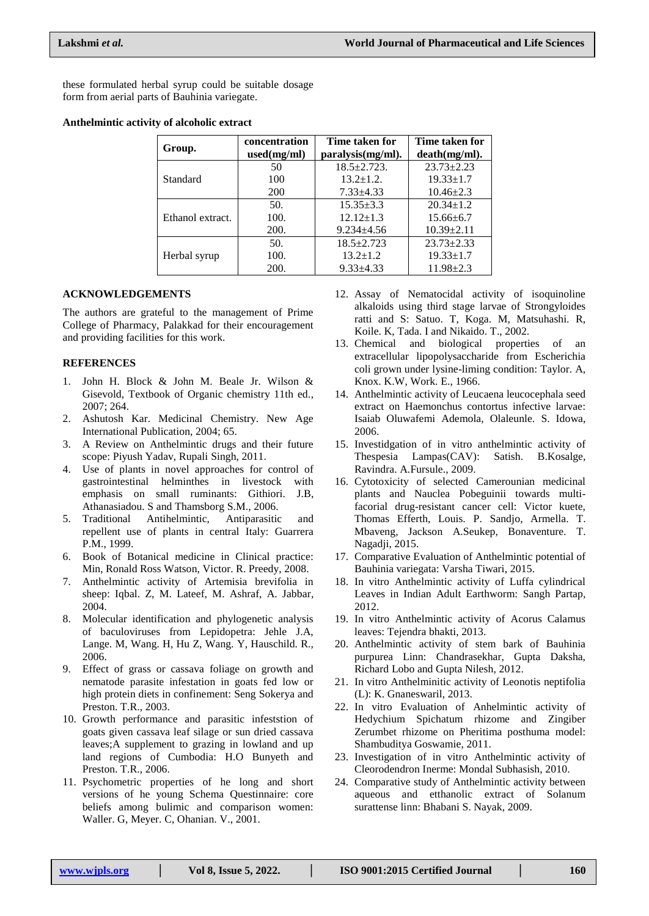these formulated herbal syrup could be suitable dosage form from aerial parts of Bauhinia variegate.

**Anthelmintic activity of alcoholic extract**

| Group. | concentration used(mg/ml) | Time taken for paralysis(mg/ml). | Time taken for death(mg/ml). |
|---|---|---|---|
| Standard | 50 | 18.5±2.723. | 23.73±2.23 |
| | 100 | 13.2±1.2. | 19.33±1.7 |
| | 200 | 7.33±4.33 | 10.46±2.3 |
| Ethanol extract. | 50. | 15.35±3.3 | 20.34±1.2 |
| | 100. | 12.12±1.3 | 15.66±6.7 |
| | 200. | 9.234±4.56 | 10.39±2.11 |
| Herbal syrup | 50. | 18.5±2.723 | 23.73±2.33 |
| | 100. | 13.2±1.2 | 19.33±1.7 |
| | 200. | 9.33±4.33 | 11.98±2.3 |

## ACKNOWLEDGEMENTS

The authors are grateful to the management of Prime College of Pharmacy, Palakkad for their encouragement and providing facilities for this work.

## REFERENCES

1. John H. Block & John M. Beale Jr. Wilson & Gisevold, Textbook of Organic chemistry 11th ed., 2007; 264.
2. Ashutosh Kar. Medicinal Chemistry. New Age International Publication, 2004; 65.
3. A Review on Anthelmintic drugs and their future scope: Piyush Yadav, Rupali Singh, 2011.
4. Use of plants in novel approaches for control of gastrointestinal helminthes in livestock with emphasis on small ruminants: Githiori. J.B, Athanasiadou. S and Thamsborg S.M., 2006.
5. Traditional Antihelmintic, Antiparasitic and repellent use of plants in central Italy: Guarrera P.M., 1999.
6. Book of Botanical medicine in Clinical practice: Min, Ronald Ross Watson, Victor. R. Preedy, 2008.
7. Anthelmintic activity of Artemisia brevifolia in sheep: Iqbal. Z, M. Lateef, M. Ashraf, A. Jabbar, 2004.
8. Molecular identification and phylogenetic analysis of baculoviruses from Lepidopetra: Jehle J.A, Lange. M, Wang. H, Hu Z, Wang. Y, Hauschild. R., 2006.
9. Effect of grass or cassava foliage on growth and nematode parasite infestation in goats fed low or high protein diets in confinement: Seng Sokerya and Preston. T.R., 2003.
10. Growth performance and parasitic infeststion of goats given cassava leaf silage or sun dried cassava leaves;A supplement to grazing in lowland and up land regions of Cumbodia: H.O Bunyeth and Preston. T.R., 2006.
11. Psychometric properties of he long and short versions of he young Schema Questinnaire: core beliefs among bulimic and comparison women: Waller. G, Meyer. C, Ohanian. V., 2001.
12. Assay of Nematocidal activity of isoquinoline alkaloids using third stage larvae of Strongyloides ratti and S: Satuo. T, Koga. M, Matsuhashi. R, Koile. K, Tada. I and Nikaido. T., 2002.
13. Chemical and biological properties of an extracellular lipopolysaccharide from Escherichia coli grown under lysine-liming condition: Taylor. A, Knox. K.W, Work. E., 1966.
14. Anthelmintic activity of Leucaena leucocephala seed extract on Haemonchus contortus infective larvae: Isaiab Oluwafemi Ademola, Olaleunle. S. Idowa, 2006.
15. Investidgation of in vitro anthelmintic activity of Thespesia Lampas(CAV): Satish. B.Kosalge, Ravindra. A.Fursule., 2009.
16. Cytotoxicity of selected Camerounian medicinal plants and Nauclea Pobeguinii towards multi-facorial drug-resistant cancer cell: Victor kuete, Thomas Efferth, Louis. P. Sandjo, Armella. T. Mbaveng, Jackson A.Seukep, Bonaventure. T. Nagadji, 2015.
17. Comparative Evaluation of Anthelmintic potential of Bauhinia variegata: Varsha Tiwari, 2015.
18. In vitro Anthelmintic activity of Luffa cylindrical Leaves in Indian Adult Earthworm: Sangh Partap, 2012.
19. In vitro Anthelmintic activity of Acorus Calamus leaves: Tejendra bhakti, 2013.
20. Anthelmintic activity of stem bark of Bauhinia purpurea Linn: Chandrasekhar, Gupta Daksha, Richard Lobo and Gupta Nilesh, 2012.
21. In vitro Anthelminitic activity of Leonotis neptifolia (L): K. Gnaneswaril, 2013.
22. In vitro Evaluation of Anhelmintic activity of Hedychium Spichatum rhizome and Zingiber Zerumbet rhizome on Pheritima posthuma model: Shambuditya Goswamie, 2011.
23. Investigation of in vitro Anthelmintic activity of Cleorodendron Inerme: Mondal Subhasish, 2010.
24. Comparative study of Anthelmintic activity between aqueous and etthanolic extract of Solanum surattense linn: Bhabani S. Nayak, 2009.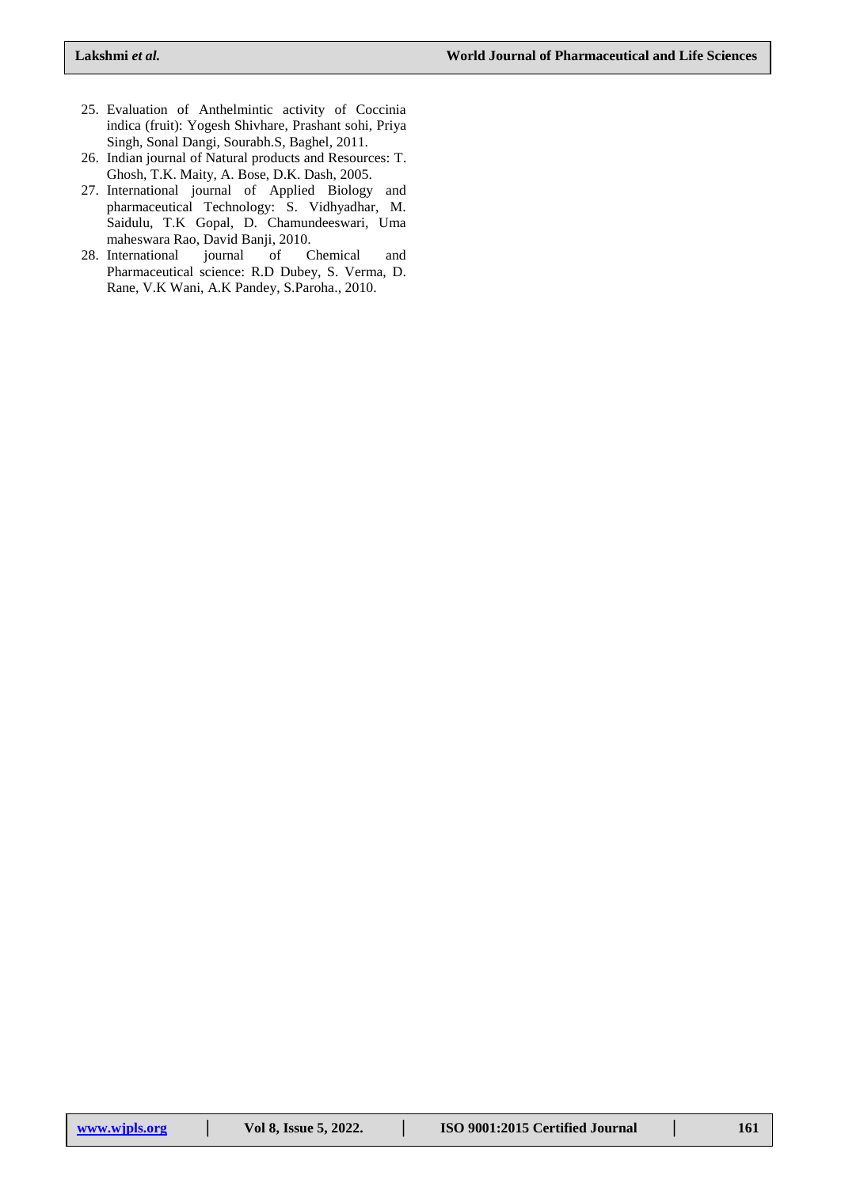25. Evaluation of Anthelmintic activity of Coccinia indica (fruit): Yogesh Shivhare, Prashant sohi, Priya Singh, Sonal Dangi, Sourabh.S, Baghel, 2011.
26. Indian journal of Natural products and Resources: T. Ghosh, T.K. Maity, A. Bose, D.K. Dash, 2005.
27. International journal of Applied Biology and pharmaceutical Technology: S. Vidhyadhar, M. Saidulu, T.K Gopal, D. Chamundeeswari, Uma maheswara Rao, David Banji, 2010.
28. International journal of Chemical and Pharmaceutical science: R.D Dubey, S. Verma, D. Rane, V.K Wani, A.K Pandey, S.Paroha., 2010.